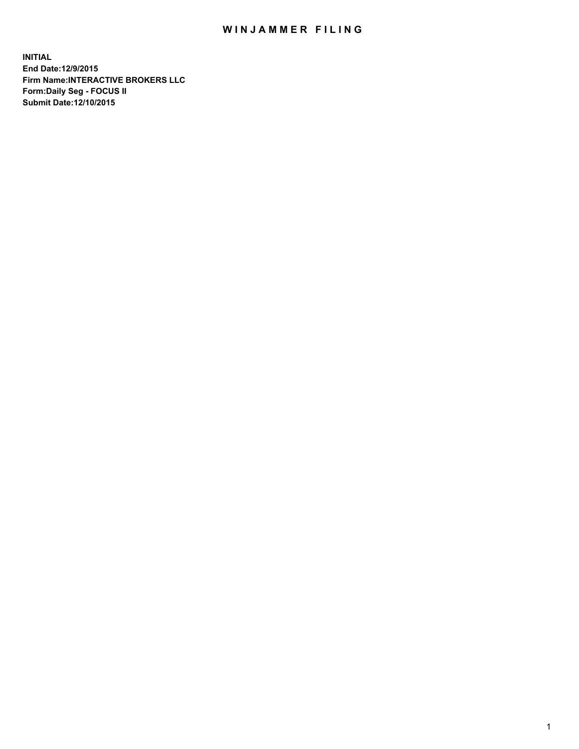# WINJAMMER FILING

**INITIAL**
**End Date:12/9/2015**
**Firm Name:INTERACTIVE BROKERS LLC**
**Form:Daily Seg - FOCUS II**
**Submit Date:12/10/2015**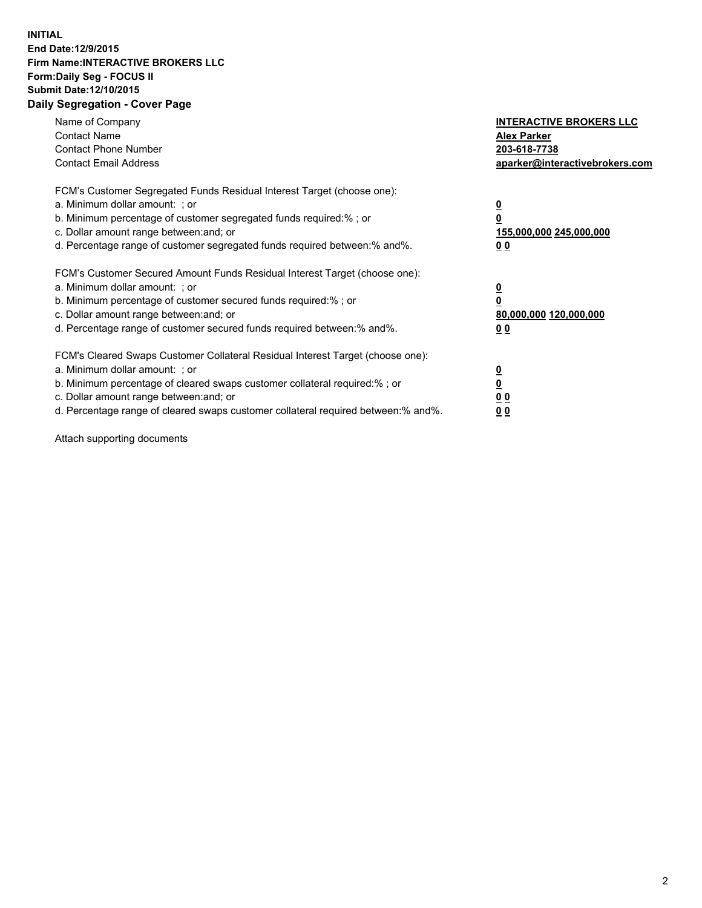**INITIAL**
**End Date:12/9/2015**
**Firm Name:INTERACTIVE BROKERS LLC**
**Form:Daily Seg - FOCUS II**
**Submit Date:12/10/2015**
**Daily Segregation - Cover Page**

| | |
|---|---|
| Name of Company | **INTERACTIVE BROKERS LLC** |
| Contact Name | **Alex Parker** |
| Contact Phone Number | **203-618-7738** |
| Contact Email Address | **aparker@interactivebrokers.com** |

FCM's Customer Segregated Funds Residual Interest Target (choose one):

| | |
|---|---|
| a. Minimum dollar amount: ; or | **0** |
| b. Minimum percentage of customer segregated funds required:% ; or | **0** |
| c. Dollar amount range between:and; or | **155,000,000 245,000,000** |
| d. Percentage range of customer segregated funds required between:% and%. | **0 0** |

FCM's Customer Secured Amount Funds Residual Interest Target (choose one):

| | |
|---|---|
| a. Minimum dollar amount: ; or | **0** |
| b. Minimum percentage of customer secured funds required:% ; or | **0** |
| c. Dollar amount range between:and; or | **80,000,000 120,000,000** |
| d. Percentage range of customer secured funds required between:% and%. | **0 0** |

FCM's Cleared Swaps Customer Collateral Residual Interest Target (choose one):

| | |
|---|---|
| a. Minimum dollar amount: ; or | **0** |
| b. Minimum percentage of cleared swaps customer collateral required:% ; or | **0** |
| c. Dollar amount range between:and; or | **0 0** |
| d. Percentage range of cleared swaps customer collateral required between:% and%. | **0 0** |

Attach supporting documents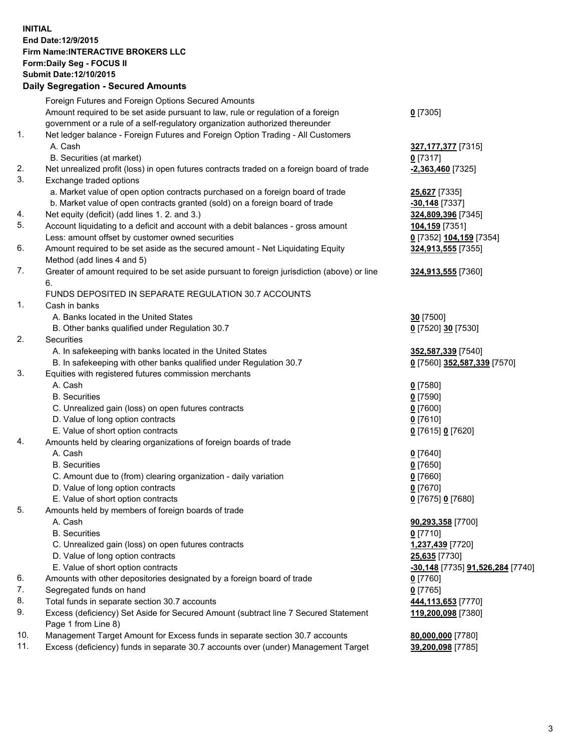**INITIAL**
**End Date:12/9/2015**
**Firm Name:INTERACTIVE BROKERS LLC**
**Form:Daily Seg - FOCUS II**
**Submit Date:12/10/2015**

## Daily Segregation - Secured Amounts

| | | |
|---|---|---|
| | Foreign Futures and Foreign Options Secured Amounts | |
| | Amount required to be set aside pursuant to law, rule or regulation of a foreign government or a rule of a self-regulatory organization authorized thereunder | **0** [7305] |
| 1. | Net ledger balance - Foreign Futures and Foreign Option Trading - All Customers | |
| | A. Cash | **327,177,377** [7315] |
| | B. Securities (at market) | **0** [7317] |
| 2. | Net unrealized profit (loss) in open futures contracts traded on a foreign board of trade | **-2,363,460** [7325] |
| 3. | Exchange traded options | |
| | a. Market value of open option contracts purchased on a foreign board of trade | **25,627** [7335] |
| | b. Market value of open contracts granted (sold) on a foreign board of trade | **-30,148** [7337] |
| 4. | Net equity (deficit) (add lines 1. 2. and 3.) | **324,809,396** [7345] |
| 5. | Account liquidating to a deficit and account with a debit balances - gross amount | **104,159** [7351] |
| | Less: amount offset by customer owned securities | **0** [7352] **104,159** [7354] |
| 6. | Amount required to be set aside as the secured amount - Net Liquidating Equity Method (add lines 4 and 5) | **324,913,555** [7355] |
| 7. | Greater of amount required to be set aside pursuant to foreign jurisdiction (above) or line 6. | **324,913,555** [7360] |
| | FUNDS DEPOSITED IN SEPARATE REGULATION 30.7 ACCOUNTS | |
| 1. | Cash in banks | |
| | A. Banks located in the United States | **30** [7500] |
| | B. Other banks qualified under Regulation 30.7 | **0** [7520] **30** [7530] |
| 2. | Securities | |
| | A. In safekeeping with banks located in the United States | **352,587,339** [7540] |
| | B. In safekeeping with other banks qualified under Regulation 30.7 | **0** [7560] **352,587,339** [7570] |
| 3. | Equities with registered futures commission merchants | |
| | A. Cash | **0** [7580] |
| | B. Securities | **0** [7590] |
| | C. Unrealized gain (loss) on open futures contracts | **0** [7600] |
| | D. Value of long option contracts | **0** [7610] |
| | E. Value of short option contracts | **0** [7615] **0** [7620] |
| 4. | Amounts held by clearing organizations of foreign boards of trade | |
| | A. Cash | **0** [7640] |
| | B. Securities | **0** [7650] |
| | C. Amount due to (from) clearing organization - daily variation | **0** [7660] |
| | D. Value of long option contracts | **0** [7670] |
| | E. Value of short option contracts | **0** [7675] **0** [7680] |
| 5. | Amounts held by members of foreign boards of trade | |
| | A. Cash | **90,293,358** [7700] |
| | B. Securities | **0** [7710] |
| | C. Unrealized gain (loss) on open futures contracts | **1,237,439** [7720] |
| | D. Value of long option contracts | **25,635** [7730] |
| | E. Value of short option contracts | **-30,148** [7735] **91,526,284** [7740] |
| 6. | Amounts with other depositories designated by a foreign board of trade | **0** [7760] |
| 7. | Segregated funds on hand | **0** [7765] |
| 8. | Total funds in separate section 30.7 accounts | **444,113,653** [7770] |
| 9. | Excess (deficiency) Set Aside for Secured Amount (subtract line 7 Secured Statement Page 1 from Line 8) | **119,200,098** [7380] |
| 10. | Management Target Amount for Excess funds in separate section 30.7 accounts | **80,000,000** [7780] |
| 11. | Excess (deficiency) funds in separate 30.7 accounts over (under) Management Target | **39,200,098** [7785] |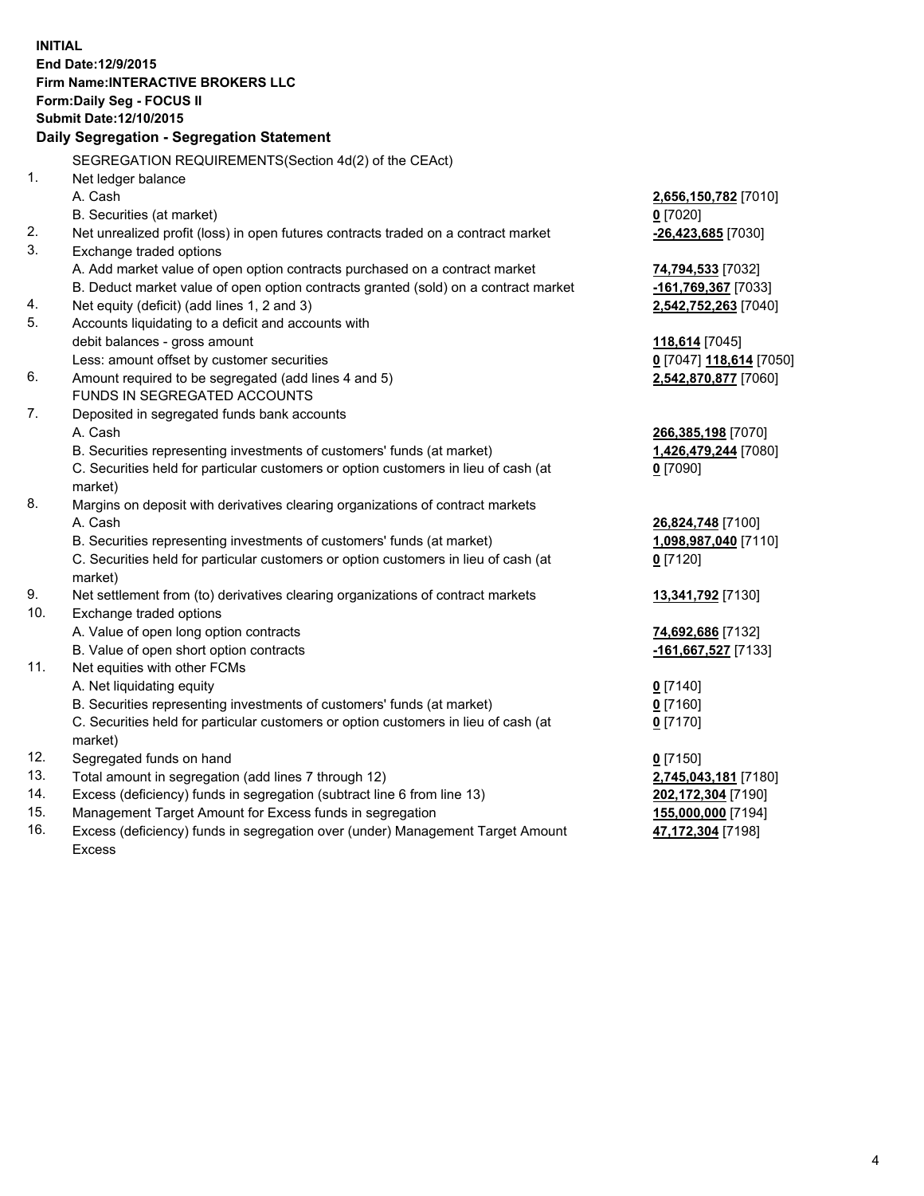**INITIAL**
**End Date:12/9/2015**
**Firm Name:INTERACTIVE BROKERS LLC**
**Form:Daily Seg - FOCUS II**
**Submit Date:12/10/2015**

## Daily Segregation - Segregation Statement

| | | |
|---|---|---|
| | SEGREGATION REQUIREMENTS(Section 4d(2) of the CEAct) | |
| 1. | Net ledger balance | |
| | A. Cash | **2,656,150,782** [7010] |
| | B. Securities (at market) | **0** [7020] |
| 2. | Net unrealized profit (loss) in open futures contracts traded on a contract market | **-26,423,685** [7030] |
| 3. | Exchange traded options | |
| | A. Add market value of open option contracts purchased on a contract market | **74,794,533** [7032] |
| | B. Deduct market value of open option contracts granted (sold) on a contract market | **-161,769,367** [7033] |
| 4. | Net equity (deficit) (add lines 1, 2 and 3) | **2,542,752,263** [7040] |
| 5. | Accounts liquidating to a deficit and accounts with | |
| | debit balances - gross amount | **118,614** [7045] |
| | Less: amount offset by customer securities | **0** [7047] **118,614** [7050] |
| 6. | Amount required to be segregated (add lines 4 and 5) | **2,542,870,877** [7060] |
| | FUNDS IN SEGREGATED ACCOUNTS | |
| 7. | Deposited in segregated funds bank accounts | |
| | A. Cash | **266,385,198** [7070] |
| | B. Securities representing investments of customers' funds (at market) | **1,426,479,244** [7080] |
| | C. Securities held for particular customers or option customers in lieu of cash (at market) | **0** [7090] |
| 8. | Margins on deposit with derivatives clearing organizations of contract markets | |
| | A. Cash | **26,824,748** [7100] |
| | B. Securities representing investments of customers' funds (at market) | **1,098,987,040** [7110] |
| | C. Securities held for particular customers or option customers in lieu of cash (at market) | **0** [7120] |
| 9. | Net settlement from (to) derivatives clearing organizations of contract markets | **13,341,792** [7130] |
| 10. | Exchange traded options | |
| | A. Value of open long option contracts | **74,692,686** [7132] |
| | B. Value of open short option contracts | **-161,667,527** [7133] |
| 11. | Net equities with other FCMs | |
| | A. Net liquidating equity | **0** [7140] |
| | B. Securities representing investments of customers' funds (at market) | **0** [7160] |
| | C. Securities held for particular customers or option customers in lieu of cash (at market) | **0** [7170] |
| 12. | Segregated funds on hand | **0** [7150] |
| 13. | Total amount in segregation (add lines 7 through 12) | **2,745,043,181** [7180] |
| 14. | Excess (deficiency) funds in segregation (subtract line 6 from line 13) | **202,172,304** [7190] |
| 15. | Management Target Amount for Excess funds in segregation | **155,000,000** [7194] |
| 16. | Excess (deficiency) funds in segregation over (under) Management Target Amount Excess | **47,172,304** [7198] |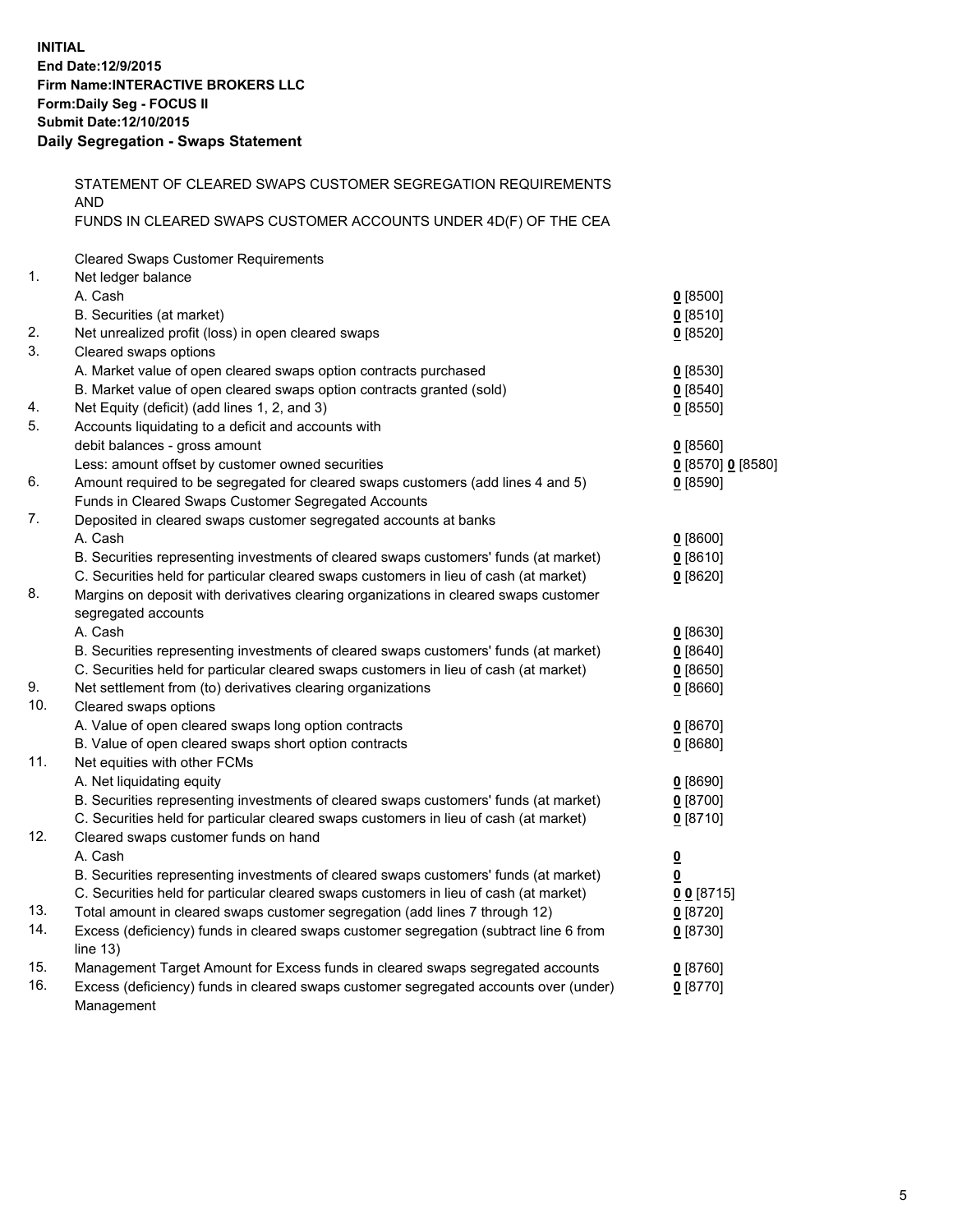**INITIAL**
**End Date:12/9/2015**
**Firm Name:INTERACTIVE BROKERS LLC**
**Form:Daily Seg - FOCUS II**
**Submit Date:12/10/2015**
**Daily Segregation - Swaps Statement**

STATEMENT OF CLEARED SWAPS CUSTOMER SEGREGATION REQUIREMENTS AND FUNDS IN CLEARED SWAPS CUSTOMER ACCOUNTS UNDER 4D(F) OF THE CEA

| | | |
|---|---|---|
| | Cleared Swaps Customer Requirements | |
| 1. | Net ledger balance | |
| | A. Cash | 0 [8500] |
| | B. Securities (at market) | 0 [8510] |
| 2. | Net unrealized profit (loss) in open cleared swaps | 0 [8520] |
| 3. | Cleared swaps options | |
| | A. Market value of open cleared swaps option contracts purchased | 0 [8530] |
| | B. Market value of open cleared swaps option contracts granted (sold) | 0 [8540] |
| 4. | Net Equity (deficit) (add lines 1, 2, and 3) | 0 [8550] |
| 5. | Accounts liquidating to a deficit and accounts with debit balances - gross amount | 0 [8560] |
| | Less: amount offset by customer owned securities | 0 [8570] 0 [8580] |
| 6. | Amount required to be segregated for cleared swaps customers (add lines 4 and 5) | 0 [8590] |
| | Funds in Cleared Swaps Customer Segregated Accounts | |
| 7. | Deposited in cleared swaps customer segregated accounts at banks | |
| | A. Cash | 0 [8600] |
| | B. Securities representing investments of cleared swaps customers' funds (at market) | 0 [8610] |
| | C. Securities held for particular cleared swaps customers in lieu of cash (at market) | 0 [8620] |
| 8. | Margins on deposit with derivatives clearing organizations in cleared swaps customer segregated accounts | |
| | A. Cash | 0 [8630] |
| | B. Securities representing investments of cleared swaps customers' funds (at market) | 0 [8640] |
| | C. Securities held for particular cleared swaps customers in lieu of cash (at market) | 0 [8650] |
| 9. | Net settlement from (to) derivatives clearing organizations | 0 [8660] |
| 10. | Cleared swaps options | |
| | A. Value of open cleared swaps long option contracts | 0 [8670] |
| | B. Value of open cleared swaps short option contracts | 0 [8680] |
| 11. | Net equities with other FCMs | |
| | A. Net liquidating equity | 0 [8690] |
| | B. Securities representing investments of cleared swaps customers' funds (at market) | 0 [8700] |
| | C. Securities held for particular cleared swaps customers in lieu of cash (at market) | 0 [8710] |
| 12. | Cleared swaps customer funds on hand | |
| | A. Cash | 0 |
| | B. Securities representing investments of cleared swaps customers' funds (at market) | 0 |
| | C. Securities held for particular cleared swaps customers in lieu of cash (at market) | 0 0 [8715] |
| 13. | Total amount in cleared swaps customer segregation (add lines 7 through 12) | 0 [8720] |
| 14. | Excess (deficiency) funds in cleared swaps customer segregation (subtract line 6 from line 13) | 0 [8730] |
| 15. | Management Target Amount for Excess funds in cleared swaps segregated accounts | 0 [8760] |
| 16. | Excess (deficiency) funds in cleared swaps customer segregated accounts over (under) Management | 0 [8770] |